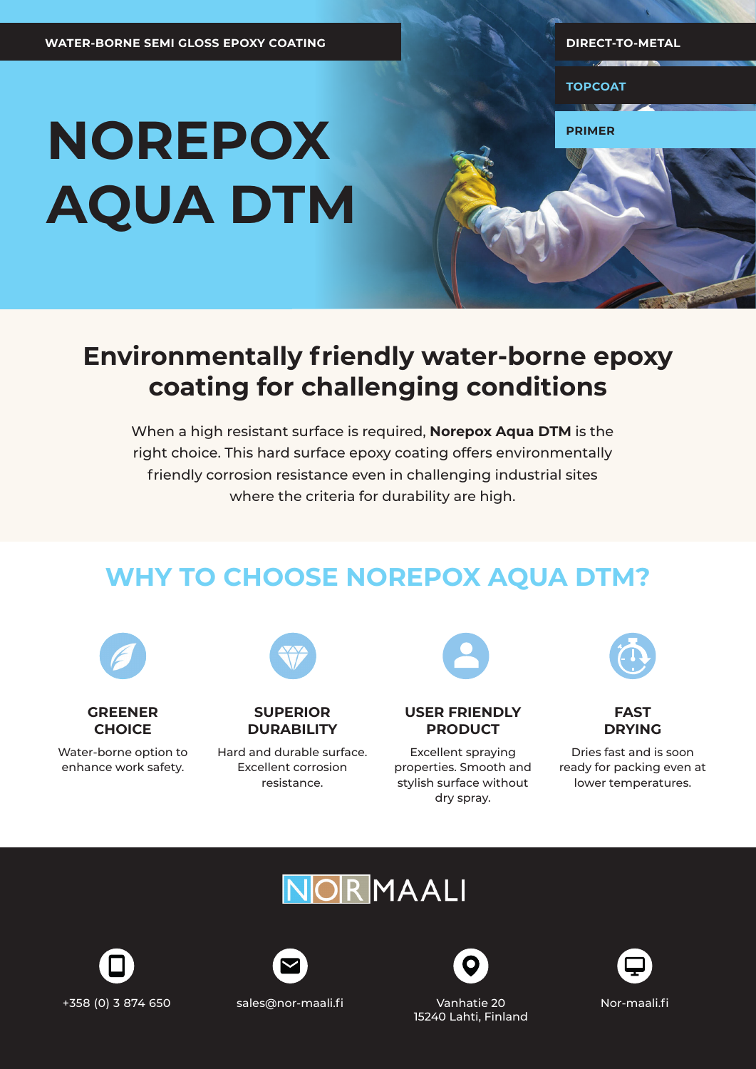WATER-BORNE SEMI GLOSS EPOXY COATING

DIRECT-TO-METAL

TOPCOAT

PRIMER

# NOREPOX AQUA DTM

## Environmentally friendly water-borne epoxy coating for challenging conditions

When a high resistant surface is required, **Norepox Aqua DTM** is the right choice. This hard surface epoxy coating offers environmentally friendly corrosion resistance even in challenging industrial sites where the criteria for durability are high.

## WHY TO CHOOSE NOREPOX AQUA DTM?

### GREENER CHOICE

Water-borne option to enhance work safety.

### SUPERIOR DURABILITY

Hard and durable surface. Excellent corrosion resistance.

### USER FRIENDLY PRODUCT

Excellent spraying properties. Smooth and stylish surface without dry spray.

### FAST DRYING

Dries fast and is soon ready for packing even at lower temperatures.

NORMAALI

+358 (0) 3 874 650

sales@nor-maali.fi

Vanhatie 20
15240 Lahti, Finland

Nor-maali.fi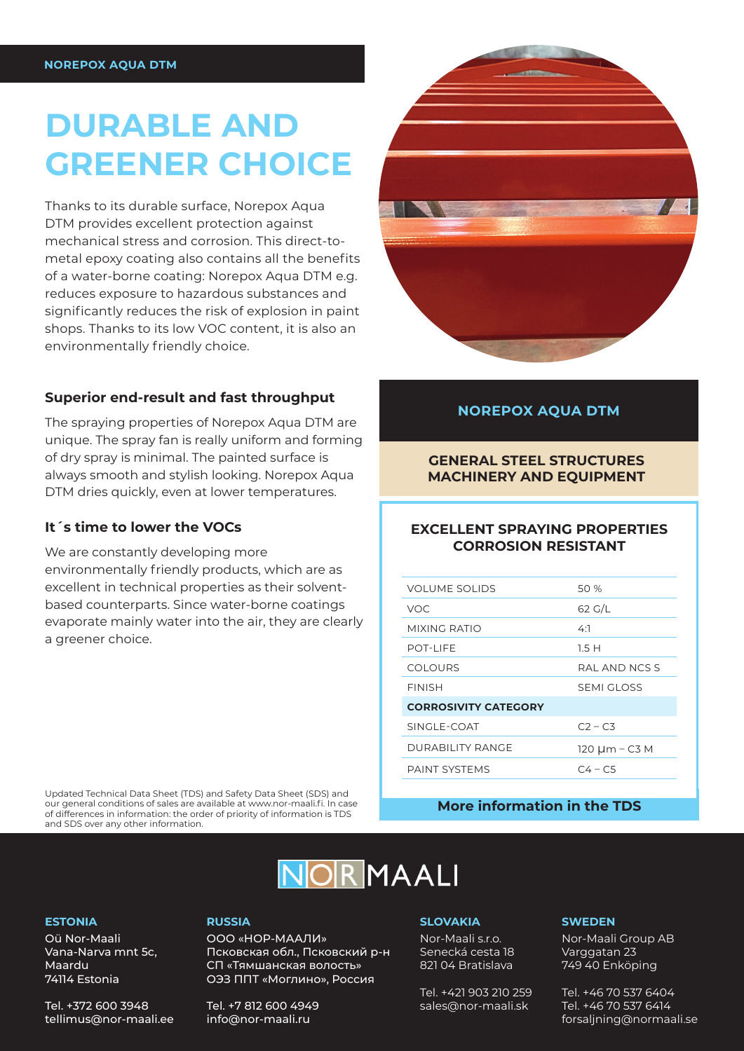NOREPOX AQUA DTM

# DURABLE AND GREENER CHOICE

Thanks to its durable surface, Norepox Aqua DTM provides excellent protection against mechanical stress and corrosion. This direct-to-metal epoxy coating also contains all the benefits of a water-borne coating: Norepox Aqua DTM e.g. reduces exposure to hazardous substances and significantly reduces the risk of explosion in paint shops. Thanks to its low VOC content, it is also an environmentally friendly choice.

### Superior end-result and fast throughput

The spraying properties of Norepox Aqua DTM are unique. The spray fan is really uniform and forming of dry spray is minimal. The painted surface is always smooth and stylish looking. Norepox Aqua DTM dries quickly, even at lower temperatures.

### It´s time to lower the VOCs

We are constantly developing more environmentally friendly products, which are as excellent in technical properties as their solvent-based counterparts. Since water-borne coatings evaporate mainly water into the air, they are clearly a greener choice.

## NOREPOX AQUA DTM

**GENERAL STEEL STRUCTURES**
**MACHINERY AND EQUIPMENT**

**EXCELLENT SPRAYING PROPERTIES**
**CORROSION RESISTANT**

| | |
|---|---|
| VOLUME SOLIDS | 50 % |
| VOC | 62 G/L |
| MIXING RATIO | 4:1 |
| POT-LIFE | 1.5 H |
| COLOURS | RAL AND NCS S |
| FINISH | SEMI GLOSS |
| **CORROSIVITY CATEGORY** | |
| SINGLE-COAT | C2 – C3 |
| DURABILITY RANGE | 120 µm – C3 M |
| PAINT SYSTEMS | C4 – C5 |

**More information in the TDS**

Updated Technical Data Sheet (TDS) and Safety Data Sheet (SDS) and our general conditions of sales are available at www.nor-maali.fi. In case of differences in information: the order of priority of information is TDS and SDS over any other information.

NORMAALI

**ESTONIA**
Oü Nor-Maali
Vana-Narva mnt 5c,
Maardu
74114 Estonia

Tel. +372 600 3948
tellimus@nor-maali.ee

**RUSSIA**
ООО «НОР-МААЛИ»
Псковская обл., Псковский р-н
СП «Тямшанская волость»
ОЭЗ ППТ «Моглино», Россия

Tel. +7 812 600 4949
info@nor-maali.ru

**SLOVAKIA**
Nor-Maali s.r.o.
Senecká cesta 18
821 04 Bratislava

Tel. +421 903 210 259
sales@nor-maali.sk

**SWEDEN**
Nor-Maali Group AB
Varggatan 23
749 40 Enköping

Tel. +46 70 537 6404
Tel. +46 70 537 6414
forsaljning@normaali.se